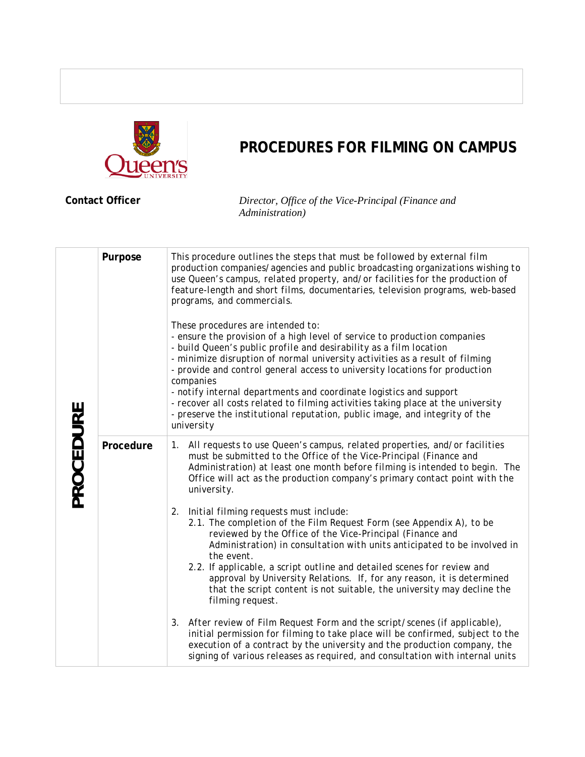# PROCEDURES FOR FILMING ON CAMPUS

**Contact Officer** *Director, Office of the Vice-Principal (Finance and Administration)*

## PROCEDURE

### Purpose

This procedure outlines the steps that must be followed by external film production companies/agencies and public broadcasting organizations wishing to use Queen's campus, related property, and/or facilities for the production of feature-length and short films, documentaries, television programs, web-based programs, and commercials.

These procedures are intended to:
- ensure the provision of a high level of service to production companies
- build Queen's public profile and desirability as a film location
- minimize disruption of normal university activities as a result of filming
- provide and control general access to university locations for production companies
- notify internal departments and coordinate logistics and support
- recover all costs related to filming activities taking place at the university
- preserve the institutional reputation, public image, and integrity of the university

### Procedure

1. All requests to use Queen's campus, related properties, and/or facilities must be submitted to the Office of the Vice-Principal (Finance and Administration) at least one month before filming is intended to begin. The Office will act as the production company's primary contact point with the university.

2. Initial filming requests must include:
   2.1. The completion of the Film Request Form (see Appendix A), to be reviewed by the Office of the Vice-Principal (Finance and Administration) in consultation with units anticipated to be involved in the event.
   2.2. If applicable, a script outline and detailed scenes for review and approval by University Relations. If, for any reason, it is determined that the script content is not suitable, the university may decline the filming request.

3. After review of Film Request Form and the script/scenes (if applicable), initial permission for filming to take place will be confirmed, subject to the execution of a contract by the university and the production company, the signing of various releases as required, and consultation with internal units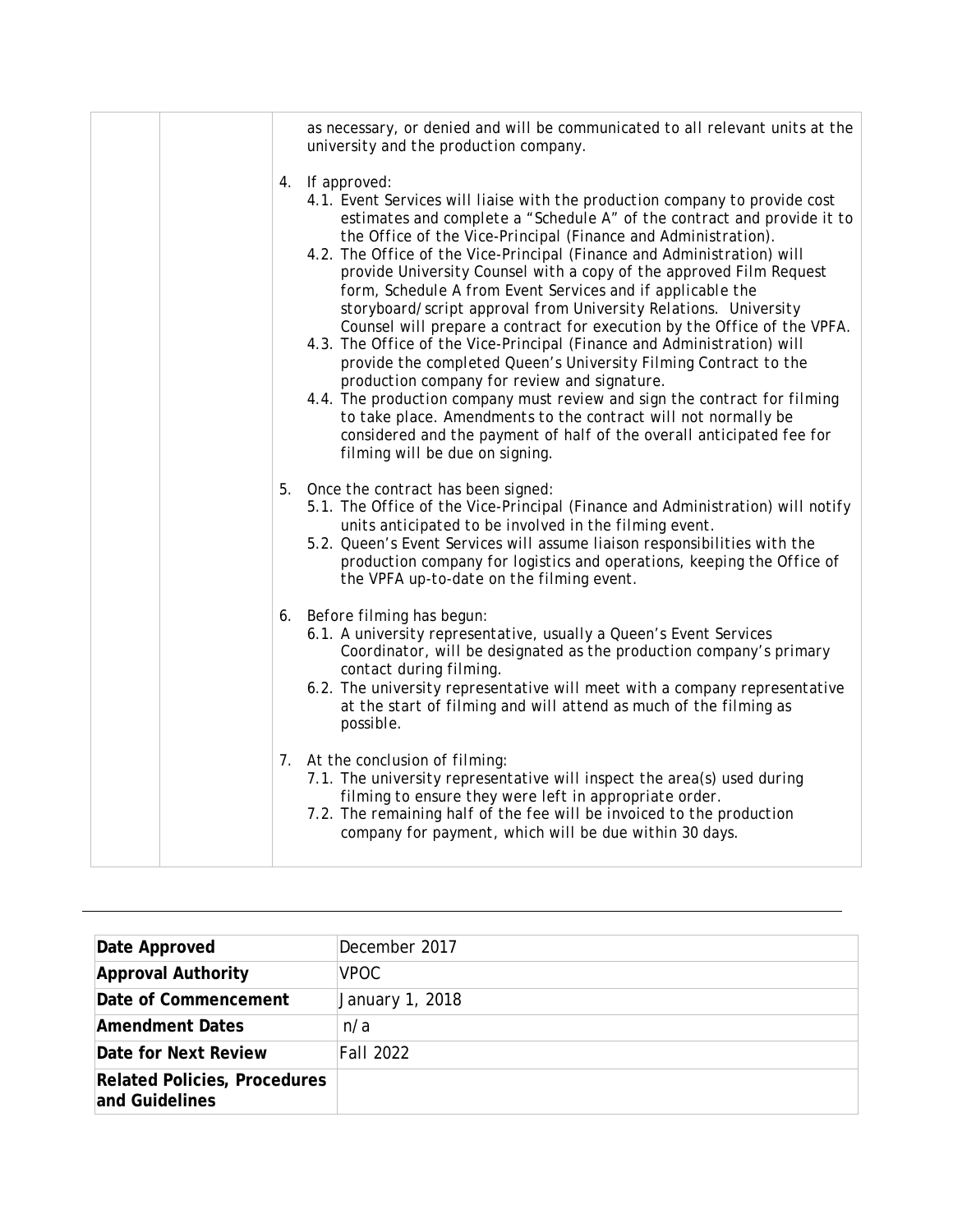| | | |
|---|---|---|
| | | as necessary, or denied and will be communicated to all relevant units at the university and the production company.<br><br>4. If approved:<br>4.1. Event Services will liaise with the production company to provide cost estimates and complete a "Schedule A" of the contract and provide it to the Office of the Vice-Principal (Finance and Administration).<br>4.2. The Office of the Vice-Principal (Finance and Administration) will provide University Counsel with a copy of the approved Film Request form, Schedule A from Event Services and if applicable the storyboard/script approval from University Relations. University Counsel will prepare a contract for execution by the Office of the VPFA.<br>4.3. The Office of the Vice-Principal (Finance and Administration) will provide the completed Queen's University Filming Contract to the production company for review and signature.<br>4.4. The production company must review and sign the contract for filming to take place. Amendments to the contract will not normally be considered and the payment of half of the overall anticipated fee for filming will be due on signing.<br><br>5. Once the contract has been signed:<br>5.1. The Office of the Vice-Principal (Finance and Administration) will notify units anticipated to be involved in the filming event.<br>5.2. Queen's Event Services will assume liaison responsibilities with the production company for logistics and operations, keeping the Office of the VPFA up-to-date on the filming event.<br><br>6. Before filming has begun:<br>6.1. A university representative, usually a Queen's Event Services Coordinator, will be designated as the production company's primary contact during filming.<br>6.2. The university representative will meet with a company representative at the start of filming and will attend as much of the filming as possible.<br><br>7. At the conclusion of filming:<br>7.1. The university representative will inspect the area(s) used during filming to ensure they were left in appropriate order.<br>7.2. The remaining half of the fee will be invoiced to the production company for payment, which will be due within 30 days. |

---

| | |
|---|---|
| **Date Approved** | December 2017 |
| **Approval Authority** | VPOC |
| **Date of Commencement** | January 1, 2018 |
| **Amendment Dates** | n/a |
| **Date for Next Review** | Fall 2022 |
| **Related Policies, Procedures and Guidelines** | |